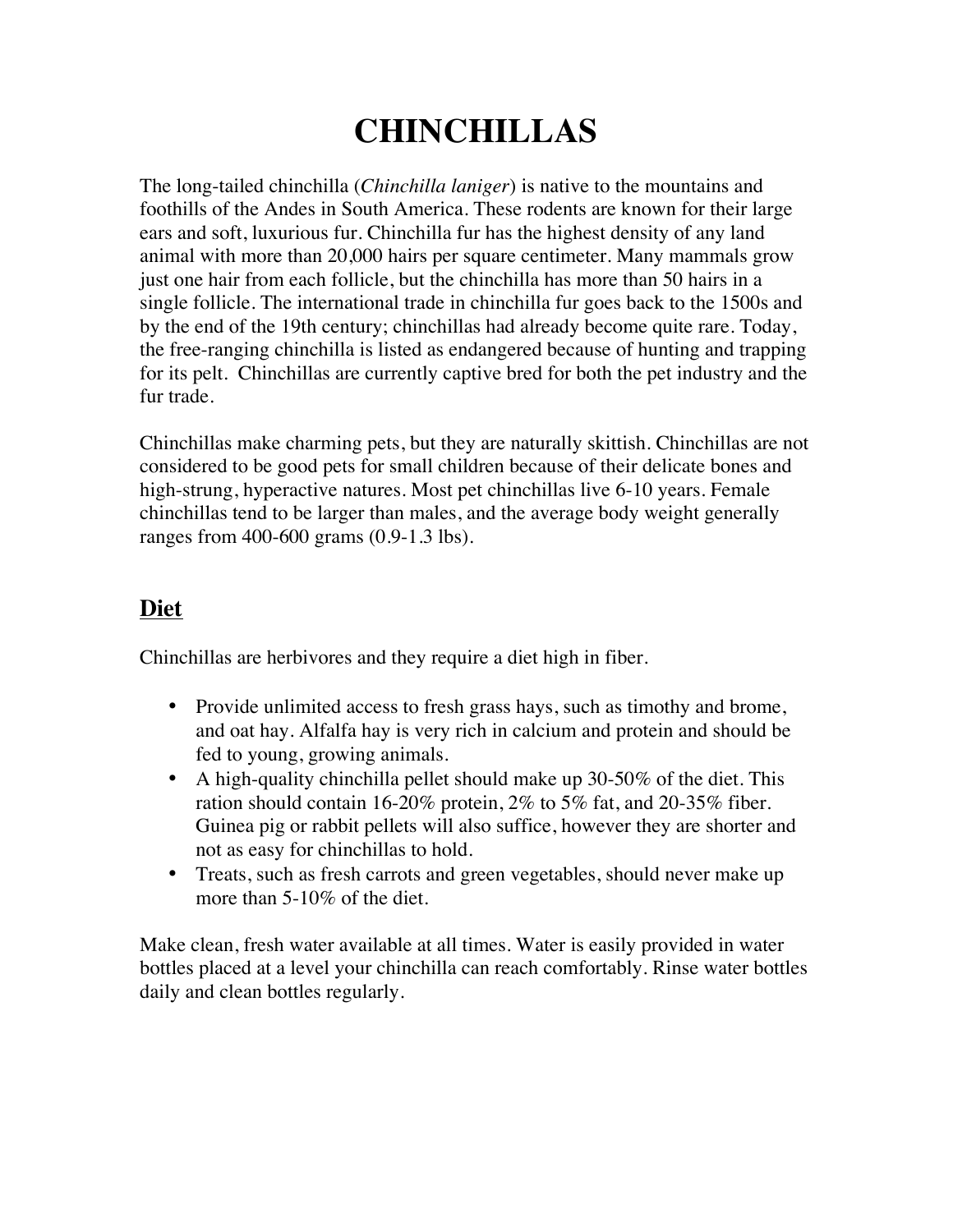# CHINCHILLAS

The long-tailed chinchilla (*Chinchilla laniger*) is native to the mountains and foothills of the Andes in South America. These rodents are known for their large ears and soft, luxurious fur. Chinchilla fur has the highest density of any land animal with more than 20,000 hairs per square centimeter. Many mammals grow just one hair from each follicle, but the chinchilla has more than 50 hairs in a single follicle. The international trade in chinchilla fur goes back to the 1500s and by the end of the 19th century; chinchillas had already become quite rare. Today, the free-ranging chinchilla is listed as endangered because of hunting and trapping for its pelt. Chinchillas are currently captive bred for both the pet industry and the fur trade.

Chinchillas make charming pets, but they are naturally skittish. Chinchillas are not considered to be good pets for small children because of their delicate bones and high-strung, hyperactive natures. Most pet chinchillas live 6-10 years. Female chinchillas tend to be larger than males, and the average body weight generally ranges from 400-600 grams (0.9-1.3 lbs).

## Diet

Chinchillas are herbivores and they require a diet high in fiber.

- Provide unlimited access to fresh grass hays, such as timothy and brome, and oat hay. Alfalfa hay is very rich in calcium and protein and should be fed to young, growing animals.
- A high-quality chinchilla pellet should make up 30-50% of the diet. This ration should contain 16-20% protein, 2% to 5% fat, and 20-35% fiber. Guinea pig or rabbit pellets will also suffice, however they are shorter and not as easy for chinchillas to hold.
- Treats, such as fresh carrots and green vegetables, should never make up more than 5-10% of the diet.

Make clean, fresh water available at all times. Water is easily provided in water bottles placed at a level your chinchilla can reach comfortably. Rinse water bottles daily and clean bottles regularly.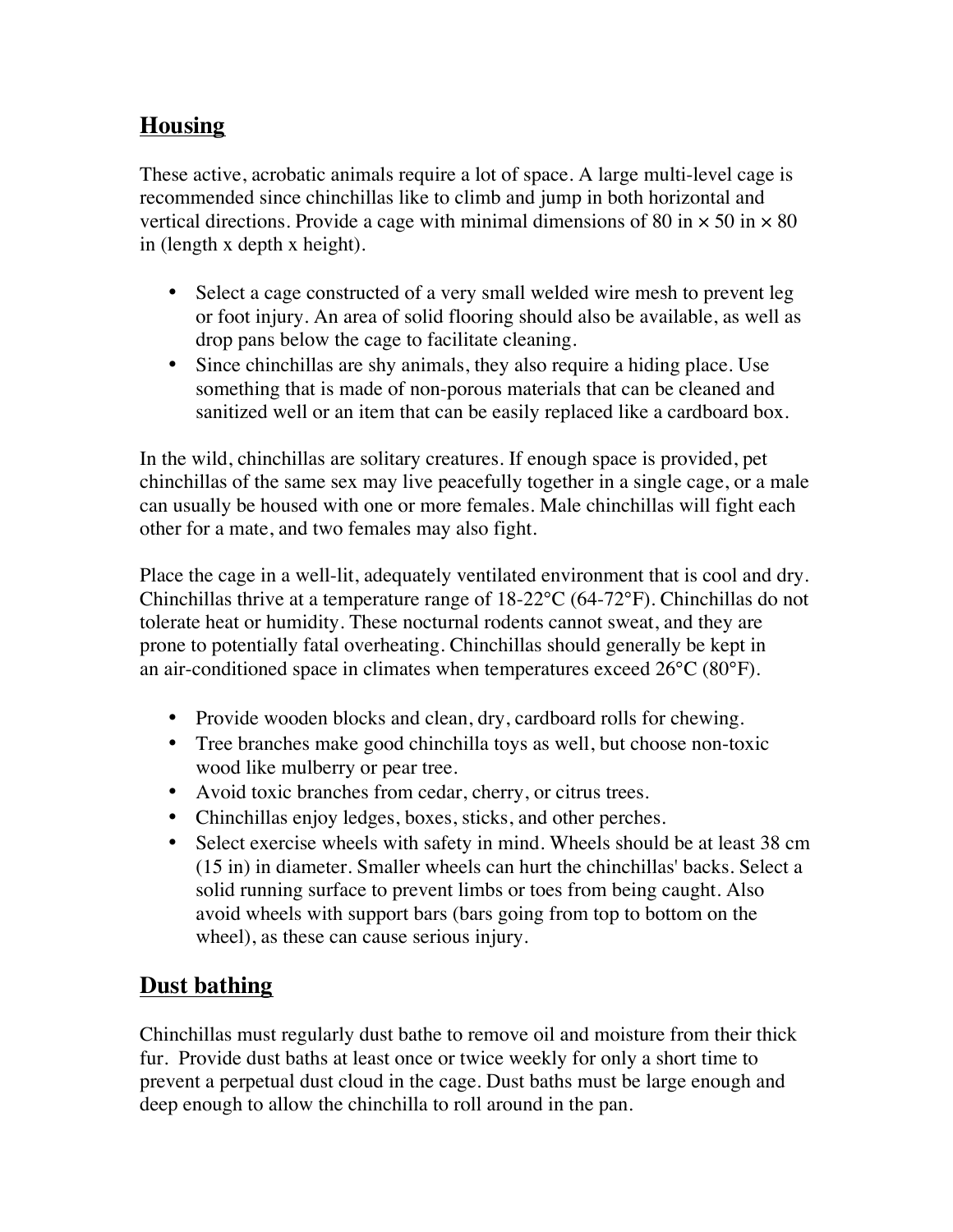## Housing

These active, acrobatic animals require a lot of space. A large multi-level cage is recommended since chinchillas like to climb and jump in both horizontal and vertical directions. Provide a cage with minimal dimensions of 80 in × 50 in × 80 in (length x depth x height).

- Select a cage constructed of a very small welded wire mesh to prevent leg or foot injury. An area of solid flooring should also be available, as well as drop pans below the cage to facilitate cleaning.
- Since chinchillas are shy animals, they also require a hiding place. Use something that is made of non-porous materials that can be cleaned and sanitized well or an item that can be easily replaced like a cardboard box.

In the wild, chinchillas are solitary creatures. If enough space is provided, pet chinchillas of the same sex may live peacefully together in a single cage, or a male can usually be housed with one or more females. Male chinchillas will fight each other for a mate, and two females may also fight.

Place the cage in a well-lit, adequately ventilated environment that is cool and dry. Chinchillas thrive at a temperature range of 18-22°C (64-72°F). Chinchillas do not tolerate heat or humidity. These nocturnal rodents cannot sweat, and they are prone to potentially fatal overheating. Chinchillas should generally be kept in an air-conditioned space in climates when temperatures exceed 26°C (80°F).

- Provide wooden blocks and clean, dry, cardboard rolls for chewing.
- Tree branches make good chinchilla toys as well, but choose non-toxic wood like mulberry or pear tree.
- Avoid toxic branches from cedar, cherry, or citrus trees.
- Chinchillas enjoy ledges, boxes, sticks, and other perches.
- Select exercise wheels with safety in mind. Wheels should be at least 38 cm (15 in) in diameter. Smaller wheels can hurt the chinchillas' backs. Select a solid running surface to prevent limbs or toes from being caught. Also avoid wheels with support bars (bars going from top to bottom on the wheel), as these can cause serious injury.

## Dust bathing

Chinchillas must regularly dust bathe to remove oil and moisture from their thick fur. Provide dust baths at least once or twice weekly for only a short time to prevent a perpetual dust cloud in the cage. Dust baths must be large enough and deep enough to allow the chinchilla to roll around in the pan.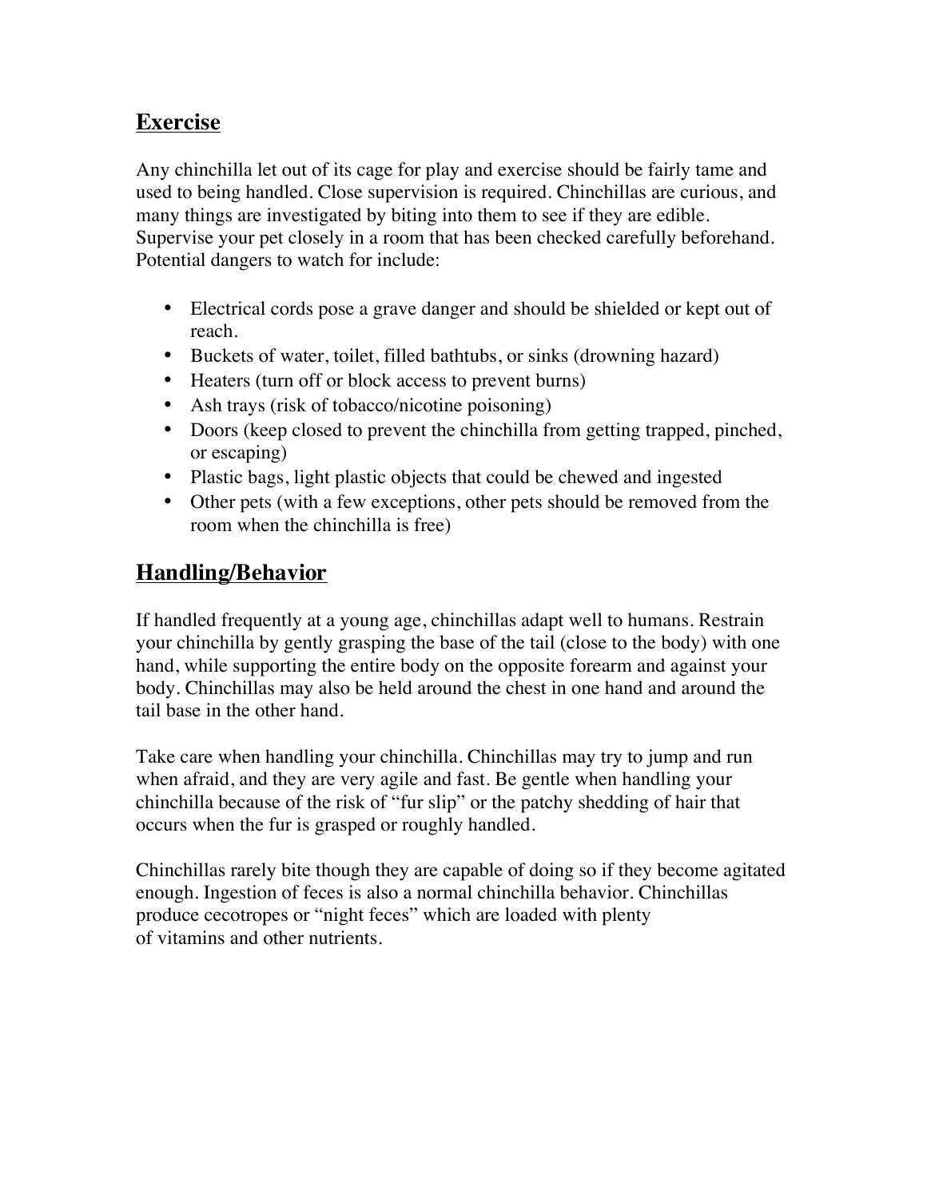## Exercise

Any chinchilla let out of its cage for play and exercise should be fairly tame and used to being handled. Close supervision is required. Chinchillas are curious, and many things are investigated by biting into them to see if they are edible. Supervise your pet closely in a room that has been checked carefully beforehand. Potential dangers to watch for include:

- Electrical cords pose a grave danger and should be shielded or kept out of reach.
- Buckets of water, toilet, filled bathtubs, or sinks (drowning hazard)
- Heaters (turn off or block access to prevent burns)
- Ash trays (risk of tobacco/nicotine poisoning)
- Doors (keep closed to prevent the chinchilla from getting trapped, pinched, or escaping)
- Plastic bags, light plastic objects that could be chewed and ingested
- Other pets (with a few exceptions, other pets should be removed from the room when the chinchilla is free)

## Handling/Behavior

If handled frequently at a young age, chinchillas adapt well to humans. Restrain your chinchilla by gently grasping the base of the tail (close to the body) with one hand, while supporting the entire body on the opposite forearm and against your body. Chinchillas may also be held around the chest in one hand and around the tail base in the other hand.

Take care when handling your chinchilla. Chinchillas may try to jump and run when afraid, and they are very agile and fast. Be gentle when handling your chinchilla because of the risk of "fur slip" or the patchy shedding of hair that occurs when the fur is grasped or roughly handled.

Chinchillas rarely bite though they are capable of doing so if they become agitated enough. Ingestion of feces is also a normal chinchilla behavior. Chinchillas produce cecotropes or "night feces" which are loaded with plenty of vitamins and other nutrients.